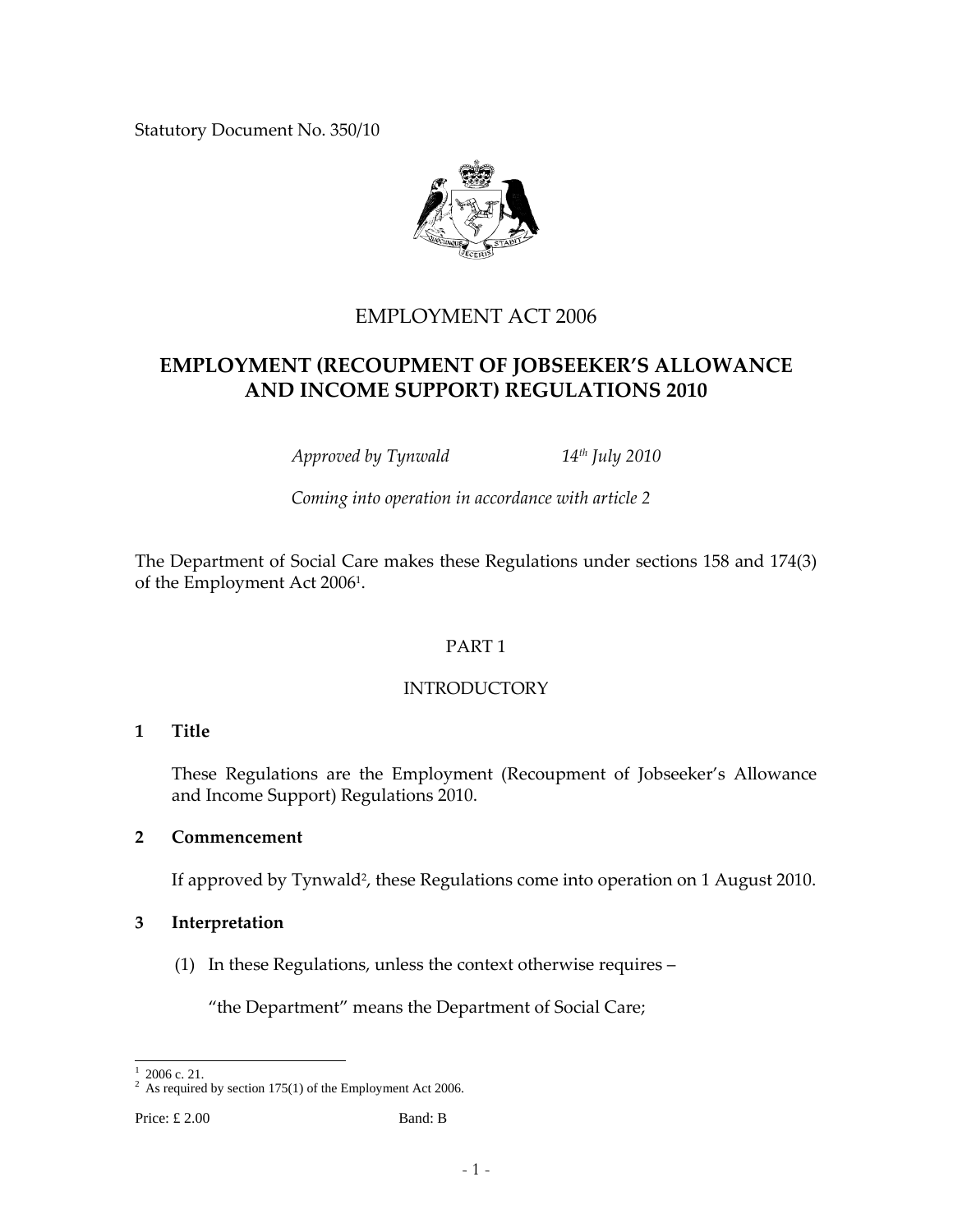Statutory Document No. 350/10

# EMPLOYMENT ACT 2006

# EMPLOYMENT (RECOUPMENT OF JOBSEEKER'S ALLOWANCE AND INCOME SUPPORT) REGULATIONS 2010

*Approved by Tynwald* *14th July 2010*

*Coming into operation in accordance with article 2*

The Department of Social Care makes these Regulations under sections 158 and 174(3) of the Employment Act 2006[1].

## PART 1

## INTRODUCTORY

### 1 Title

These Regulations are the Employment (Recoupment of Jobseeker's Allowance and Income Support) Regulations 2010.

### 2 Commencement

If approved by Tynwald[2], these Regulations come into operation on 1 August 2010.

### 3 Interpretation

(1) In these Regulations, unless the context otherwise requires –

"the Department" means the Department of Social Care;

---

[1] 2006 c. 21.

[2] As required by section 175(1) of the Employment Act 2006.

Price: £ 2.00 Band: B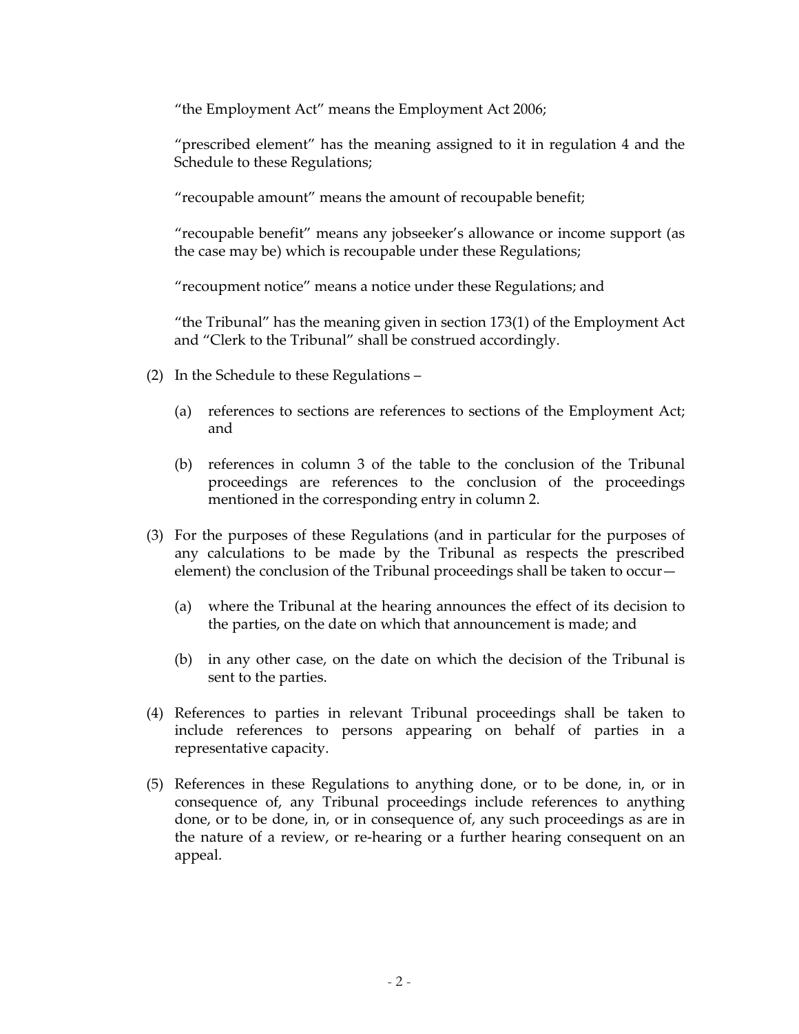"the Employment Act" means the Employment Act 2006;

"prescribed element" has the meaning assigned to it in regulation 4 and the Schedule to these Regulations;

"recoupable amount" means the amount of recoupable benefit;

"recoupable benefit" means any jobseeker's allowance or income support (as the case may be) which is recoupable under these Regulations;

"recoupment notice" means a notice under these Regulations; and

"the Tribunal" has the meaning given in section 173(1) of the Employment Act and "Clerk to the Tribunal" shall be construed accordingly.

(2) In the Schedule to these Regulations –

(a) references to sections are references to sections of the Employment Act; and

(b) references in column 3 of the table to the conclusion of the Tribunal proceedings are references to the conclusion of the proceedings mentioned in the corresponding entry in column 2.

(3) For the purposes of these Regulations (and in particular for the purposes of any calculations to be made by the Tribunal as respects the prescribed element) the conclusion of the Tribunal proceedings shall be taken to occur—

(a) where the Tribunal at the hearing announces the effect of its decision to the parties, on the date on which that announcement is made; and

(b) in any other case, on the date on which the decision of the Tribunal is sent to the parties.

(4) References to parties in relevant Tribunal proceedings shall be taken to include references to persons appearing on behalf of parties in a representative capacity.

(5) References in these Regulations to anything done, or to be done, in, or in consequence of, any Tribunal proceedings include references to anything done, or to be done, in, or in consequence of, any such proceedings as are in the nature of a review, or re-hearing or a further hearing consequent on an appeal.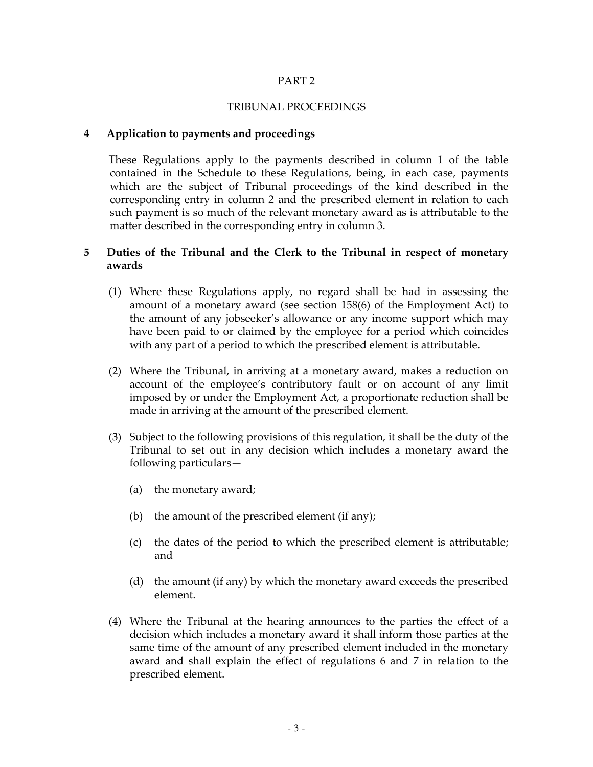PART 2

TRIBUNAL PROCEEDINGS

**4 Application to payments and proceedings**

These Regulations apply to the payments described in column 1 of the table contained in the Schedule to these Regulations, being, in each case, payments which are the subject of Tribunal proceedings of the kind described in the corresponding entry in column 2 and the prescribed element in relation to each such payment is so much of the relevant monetary award as is attributable to the matter described in the corresponding entry in column 3.

**5 Duties of the Tribunal and the Clerk to the Tribunal in respect of monetary awards**

(1) Where these Regulations apply, no regard shall be had in assessing the amount of a monetary award (see section 158(6) of the Employment Act) to the amount of any jobseeker's allowance or any income support which may have been paid to or claimed by the employee for a period which coincides with any part of a period to which the prescribed element is attributable.

(2) Where the Tribunal, in arriving at a monetary award, makes a reduction on account of the employee's contributory fault or on account of any limit imposed by or under the Employment Act, a proportionate reduction shall be made in arriving at the amount of the prescribed element.

(3) Subject to the following provisions of this regulation, it shall be the duty of the Tribunal to set out in any decision which includes a monetary award the following particulars—

(a) the monetary award;

(b) the amount of the prescribed element (if any);

(c) the dates of the period to which the prescribed element is attributable; and

(d) the amount (if any) by which the monetary award exceeds the prescribed element.

(4) Where the Tribunal at the hearing announces to the parties the effect of a decision which includes a monetary award it shall inform those parties at the same time of the amount of any prescribed element included in the monetary award and shall explain the effect of regulations 6 and 7 in relation to the prescribed element.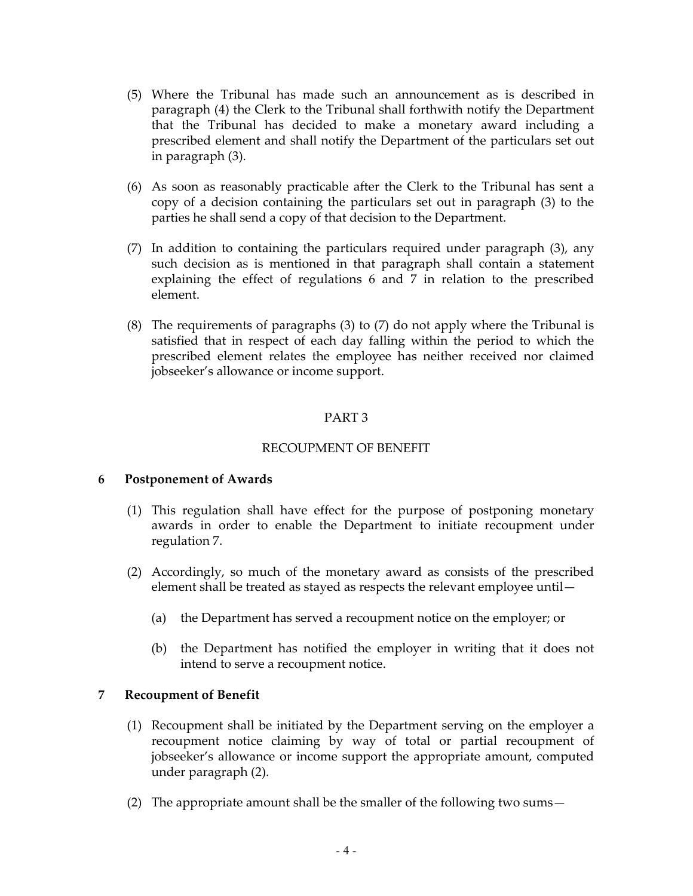(5) Where the Tribunal has made such an announcement as is described in paragraph (4) the Clerk to the Tribunal shall forthwith notify the Department that the Tribunal has decided to make a monetary award including a prescribed element and shall notify the Department of the particulars set out in paragraph (3).

(6) As soon as reasonably practicable after the Clerk to the Tribunal has sent a copy of a decision containing the particulars set out in paragraph (3) to the parties he shall send a copy of that decision to the Department.

(7) In addition to containing the particulars required under paragraph (3), any such decision as is mentioned in that paragraph shall contain a statement explaining the effect of regulations 6 and 7 in relation to the prescribed element.

(8) The requirements of paragraphs (3) to (7) do not apply where the Tribunal is satisfied that in respect of each day falling within the period to which the prescribed element relates the employee has neither received nor claimed jobseeker's allowance or income support.

## PART 3

## RECOUPMENT OF BENEFIT

### 6 Postponement of Awards

(1) This regulation shall have effect for the purpose of postponing monetary awards in order to enable the Department to initiate recoupment under regulation 7.

(2) Accordingly, so much of the monetary award as consists of the prescribed element shall be treated as stayed as respects the relevant employee until—

(a) the Department has served a recoupment notice on the employer; or

(b) the Department has notified the employer in writing that it does not intend to serve a recoupment notice.

### 7 Recoupment of Benefit

(1) Recoupment shall be initiated by the Department serving on the employer a recoupment notice claiming by way of total or partial recoupment of jobseeker's allowance or income support the appropriate amount, computed under paragraph (2).

(2) The appropriate amount shall be the smaller of the following two sums—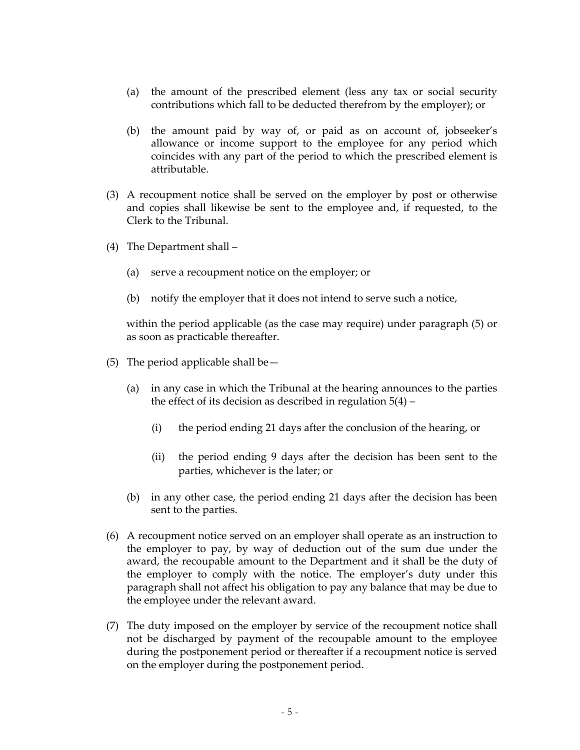(a) the amount of the prescribed element (less any tax or social security contributions which fall to be deducted therefrom by the employer); or

(b) the amount paid by way of, or paid as on account of, jobseeker's allowance or income support to the employee for any period which coincides with any part of the period to which the prescribed element is attributable.

(3) A recoupment notice shall be served on the employer by post or otherwise and copies shall likewise be sent to the employee and, if requested, to the Clerk to the Tribunal.

(4) The Department shall –

(a) serve a recoupment notice on the employer; or

(b) notify the employer that it does not intend to serve such a notice,

within the period applicable (as the case may require) under paragraph (5) or as soon as practicable thereafter.

(5) The period applicable shall be—

(a) in any case in which the Tribunal at the hearing announces to the parties the effect of its decision as described in regulation 5(4) –

(i) the period ending 21 days after the conclusion of the hearing, or

(ii) the period ending 9 days after the decision has been sent to the parties, whichever is the later; or

(b) in any other case, the period ending 21 days after the decision has been sent to the parties.

(6) A recoupment notice served on an employer shall operate as an instruction to the employer to pay, by way of deduction out of the sum due under the award, the recoupable amount to the Department and it shall be the duty of the employer to comply with the notice. The employer's duty under this paragraph shall not affect his obligation to pay any balance that may be due to the employee under the relevant award.

(7) The duty imposed on the employer by service of the recoupment notice shall not be discharged by payment of the recoupable amount to the employee during the postponement period or thereafter if a recoupment notice is served on the employer during the postponement period.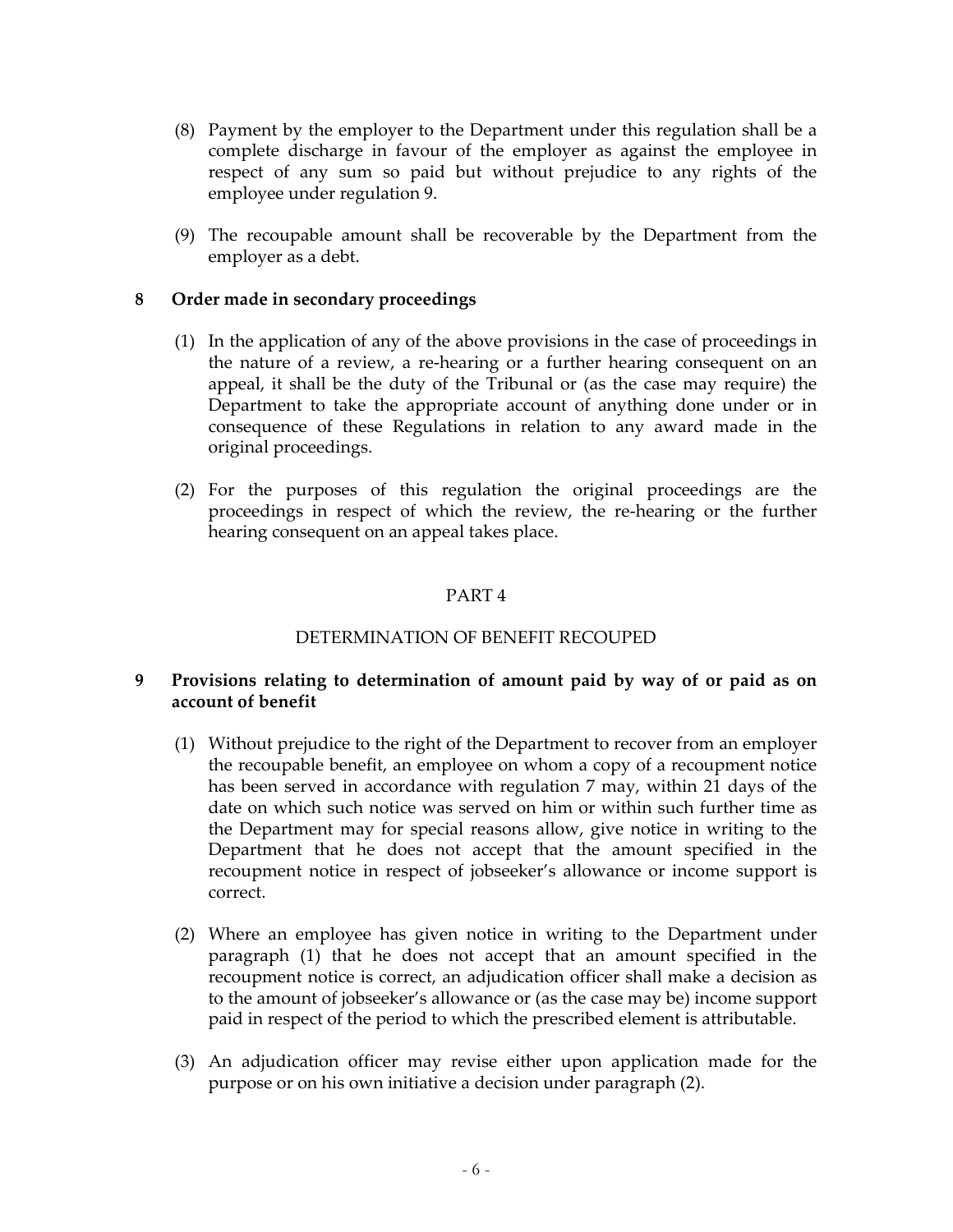(8) Payment by the employer to the Department under this regulation shall be a complete discharge in favour of the employer as against the employee in respect of any sum so paid but without prejudice to any rights of the employee under regulation 9.

(9) The recoupable amount shall be recoverable by the Department from the employer as a debt.

### 8 Order made in secondary proceedings

(1) In the application of any of the above provisions in the case of proceedings in the nature of a review, a re-hearing or a further hearing consequent on an appeal, it shall be the duty of the Tribunal or (as the case may require) the Department to take the appropriate account of anything done under or in consequence of these Regulations in relation to any award made in the original proceedings.

(2) For the purposes of this regulation the original proceedings are the proceedings in respect of which the review, the re-hearing or the further hearing consequent on an appeal takes place.

## PART 4

## DETERMINATION OF BENEFIT RECOUPED

### 9 Provisions relating to determination of amount paid by way of or paid as on account of benefit

(1) Without prejudice to the right of the Department to recover from an employer the recoupable benefit, an employee on whom a copy of a recoupment notice has been served in accordance with regulation 7 may, within 21 days of the date on which such notice was served on him or within such further time as the Department may for special reasons allow, give notice in writing to the Department that he does not accept that the amount specified in the recoupment notice in respect of jobseeker's allowance or income support is correct.

(2) Where an employee has given notice in writing to the Department under paragraph (1) that he does not accept that an amount specified in the recoupment notice is correct, an adjudication officer shall make a decision as to the amount of jobseeker's allowance or (as the case may be) income support paid in respect of the period to which the prescribed element is attributable.

(3) An adjudication officer may revise either upon application made for the purpose or on his own initiative a decision under paragraph (2).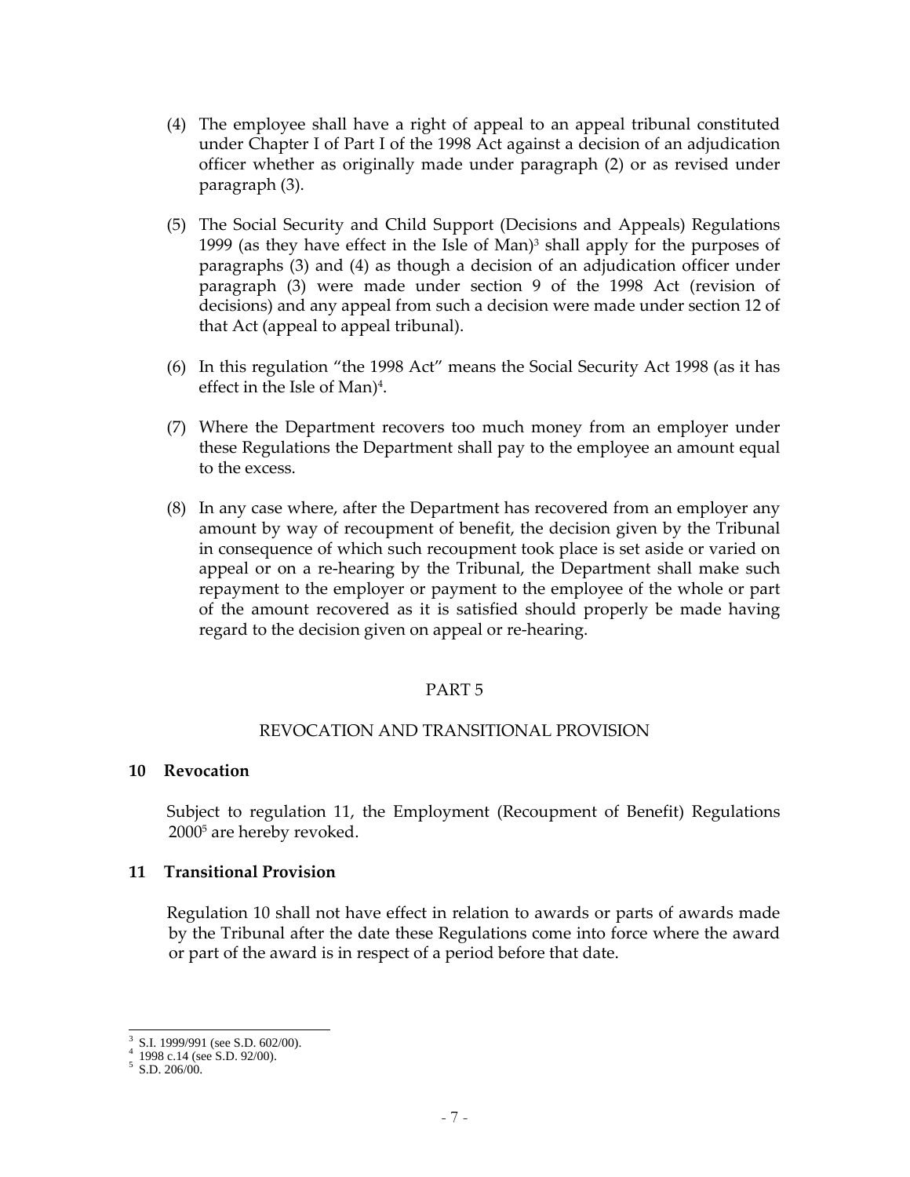(4) The employee shall have a right of appeal to an appeal tribunal constituted under Chapter I of Part I of the 1998 Act against a decision of an adjudication officer whether as originally made under paragraph (2) or as revised under paragraph (3).

(5) The Social Security and Child Support (Decisions and Appeals) Regulations 1999 (as they have effect in the Isle of Man)[3] shall apply for the purposes of paragraphs (3) and (4) as though a decision of an adjudication officer under paragraph (3) were made under section 9 of the 1998 Act (revision of decisions) and any appeal from such a decision were made under section 12 of that Act (appeal to appeal tribunal).

(6) In this regulation "the 1998 Act" means the Social Security Act 1998 (as it has effect in the Isle of Man)[4].

(7) Where the Department recovers too much money from an employer under these Regulations the Department shall pay to the employee an amount equal to the excess.

(8) In any case where, after the Department has recovered from an employer any amount by way of recoupment of benefit, the decision given by the Tribunal in consequence of which such recoupment took place is set aside or varied on appeal or on a re-hearing by the Tribunal, the Department shall make such repayment to the employer or payment to the employee of the whole or part of the amount recovered as it is satisfied should properly be made having regard to the decision given on appeal or re-hearing.

## PART 5

## REVOCATION AND TRANSITIONAL PROVISION

**10 Revocation**

Subject to regulation 11, the Employment (Recoupment of Benefit) Regulations 2000[5] are hereby revoked.

**11 Transitional Provision**

Regulation 10 shall not have effect in relation to awards or parts of awards made by the Tribunal after the date these Regulations come into force where the award or part of the award is in respect of a period before that date.

---

[3] S.I. 1999/991 (see S.D. 602/00).
[4] 1998 c.14 (see S.D. 92/00).
[5] S.D. 206/00.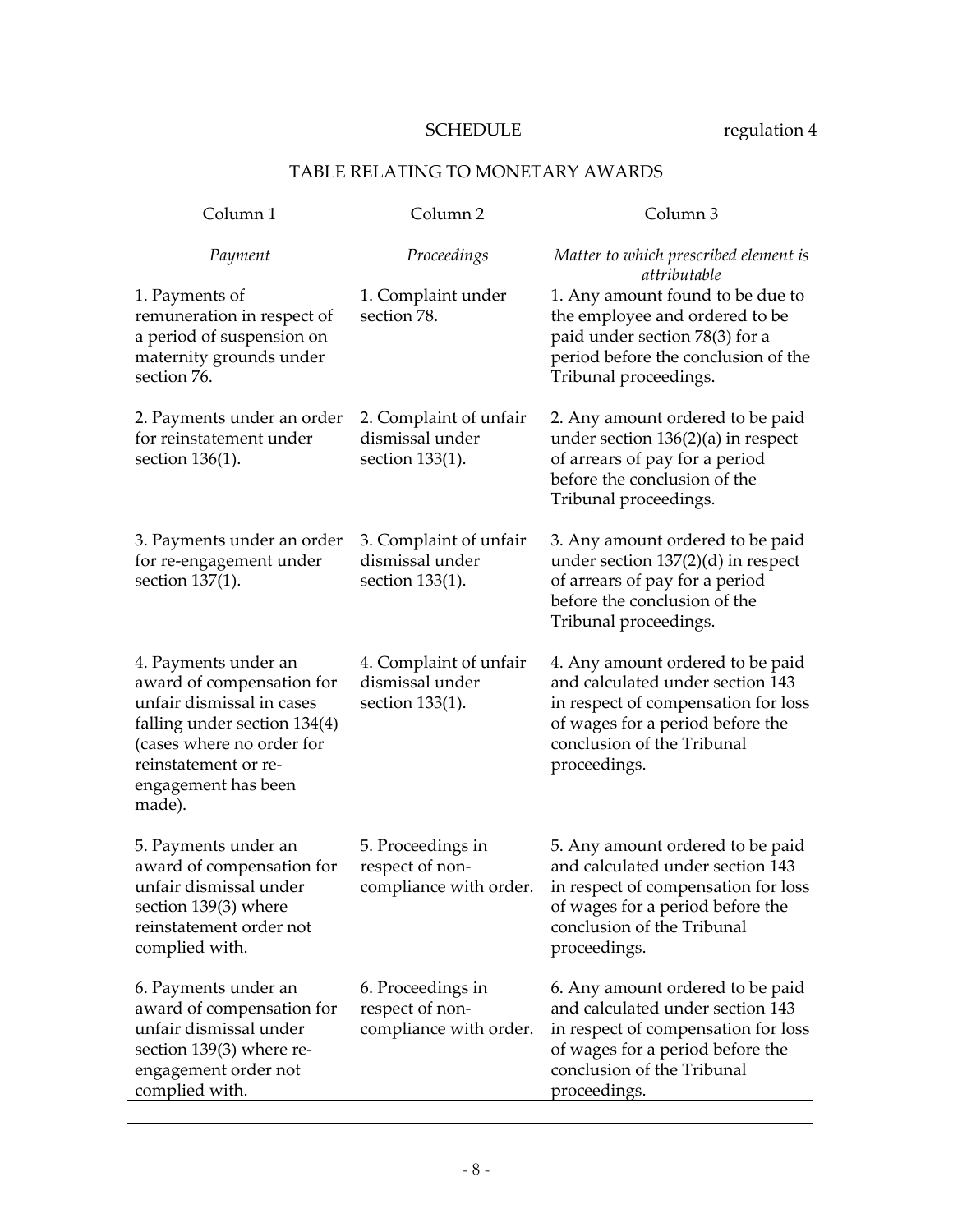SCHEDULE regulation 4

## TABLE RELATING TO MONETARY AWARDS

| Column 1 | Column 2 | Column 3 |
|---|---|---|
| *Payment* | *Proceedings* | *Matter to which prescribed element is attributable* |
| 1. Payments of remuneration in respect of a period of suspension on maternity grounds under section 76. | 1. Complaint under section 78. | 1. Any amount found to be due to the employee and ordered to be paid under section 78(3) for a period before the conclusion of the Tribunal proceedings. |
| 2. Payments under an order for reinstatement under section 136(1). | 2. Complaint of unfair dismissal under section 133(1). | 2. Any amount ordered to be paid under section 136(2)(a) in respect of arrears of pay for a period before the conclusion of the Tribunal proceedings. |
| 3. Payments under an order for re-engagement under section 137(1). | 3. Complaint of unfair dismissal under section 133(1). | 3. Any amount ordered to be paid under section 137(2)(d) in respect of arrears of pay for a period before the conclusion of the Tribunal proceedings. |
| 4. Payments under an award of compensation for unfair dismissal in cases falling under section 134(4) (cases where no order for reinstatement or re-engagement has been made). | 4. Complaint of unfair dismissal under section 133(1). | 4. Any amount ordered to be paid and calculated under section 143 in respect of compensation for loss of wages for a period before the conclusion of the Tribunal proceedings. |
| 5. Payments under an award of compensation for unfair dismissal under section 139(3) where reinstatement order not complied with. | 5. Proceedings in respect of non-compliance with order. | 5. Any amount ordered to be paid and calculated under section 143 in respect of compensation for loss of wages for a period before the conclusion of the Tribunal proceedings. |
| 6. Payments under an award of compensation for unfair dismissal under section 139(3) where re-engagement order not complied with. | 6. Proceedings in respect of non-compliance with order. | 6. Any amount ordered to be paid and calculated under section 143 in respect of compensation for loss of wages for a period before the conclusion of the Tribunal proceedings. |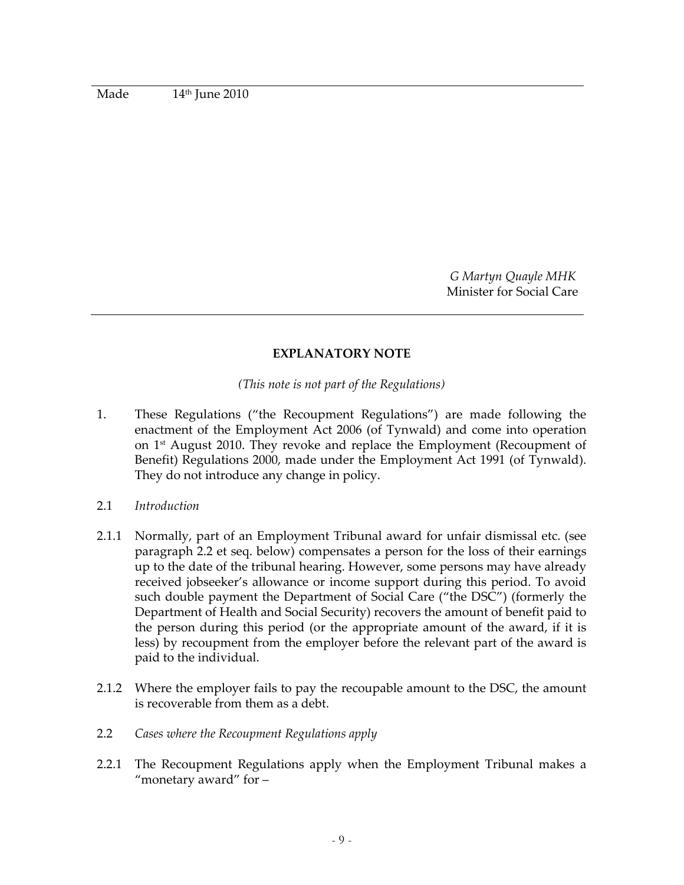Made 14th June 2010

*G Martyn Quayle MHK*
Minister for Social Care

---

**EXPLANATORY NOTE**

*(This note is not part of the Regulations)*

1. These Regulations ("the Recoupment Regulations") are made following the enactment of the Employment Act 2006 (of Tynwald) and come into operation on 1st August 2010. They revoke and replace the Employment (Recoupment of Benefit) Regulations 2000, made under the Employment Act 1991 (of Tynwald). They do not introduce any change in policy.

2.1 *Introduction*

2.1.1 Normally, part of an Employment Tribunal award for unfair dismissal etc. (see paragraph 2.2 et seq. below) compensates a person for the loss of their earnings up to the date of the tribunal hearing. However, some persons may have already received jobseeker's allowance or income support during this period. To avoid such double payment the Department of Social Care ("the DSC") (formerly the Department of Health and Social Security) recovers the amount of benefit paid to the person during this period (or the appropriate amount of the award, if it is less) by recoupment from the employer before the relevant part of the award is paid to the individual.

2.1.2 Where the employer fails to pay the recoupable amount to the DSC, the amount is recoverable from them as a debt.

2.2 *Cases where the Recoupment Regulations apply*

2.2.1 The Recoupment Regulations apply when the Employment Tribunal makes a "monetary award" for –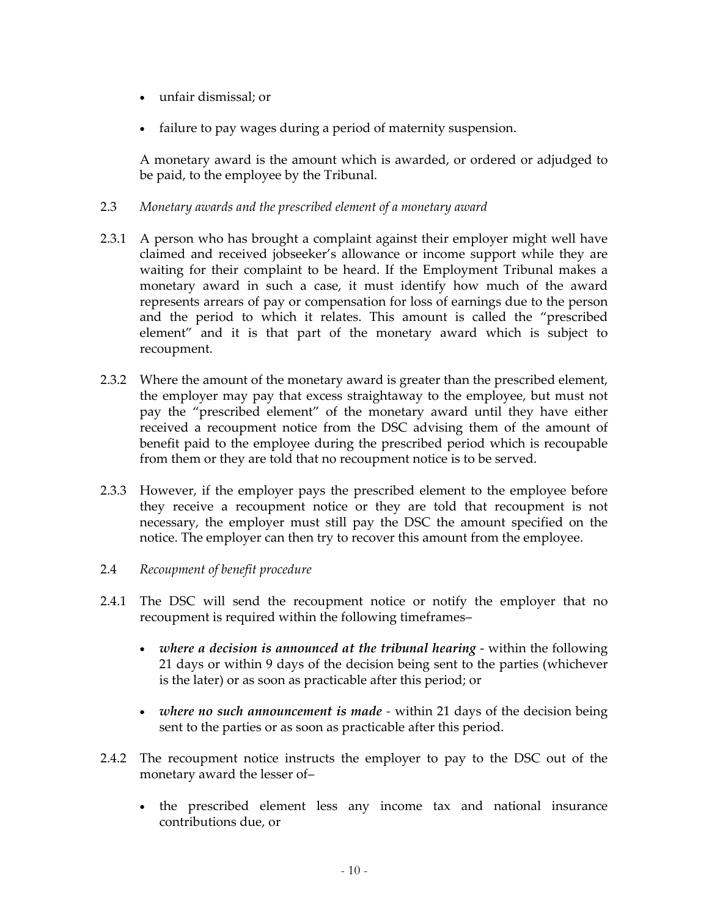- unfair dismissal; or
- failure to pay wages during a period of maternity suspension.

A monetary award is the amount which is awarded, or ordered or adjudged to be paid, to the employee by the Tribunal.

2.3 *Monetary awards and the prescribed element of a monetary award*

2.3.1 A person who has brought a complaint against their employer might well have claimed and received jobseeker's allowance or income support while they are waiting for their complaint to be heard. If the Employment Tribunal makes a monetary award in such a case, it must identify how much of the award represents arrears of pay or compensation for loss of earnings due to the person and the period to which it relates. This amount is called the "prescribed element" and it is that part of the monetary award which is subject to recoupment.

2.3.2 Where the amount of the monetary award is greater than the prescribed element, the employer may pay that excess straightaway to the employee, but must not pay the "prescribed element" of the monetary award until they have either received a recoupment notice from the DSC advising them of the amount of benefit paid to the employee during the prescribed period which is recoupable from them or they are told that no recoupment notice is to be served.

2.3.3 However, if the employer pays the prescribed element to the employee before they receive a recoupment notice or they are told that recoupment is not necessary, the employer must still pay the DSC the amount specified on the notice. The employer can then try to recover this amount from the employee.

2.4 *Recoupment of benefit procedure*

2.4.1 The DSC will send the recoupment notice or notify the employer that no recoupment is required within the following timeframes–

- ***where a decision is announced at the tribunal hearing*** - within the following 21 days or within 9 days of the decision being sent to the parties (whichever is the later) or as soon as practicable after this period; or
- ***where no such announcement is made*** - within 21 days of the decision being sent to the parties or as soon as practicable after this period.

2.4.2 The recoupment notice instructs the employer to pay to the DSC out of the monetary award the lesser of–

- the prescribed element less any income tax and national insurance contributions due, or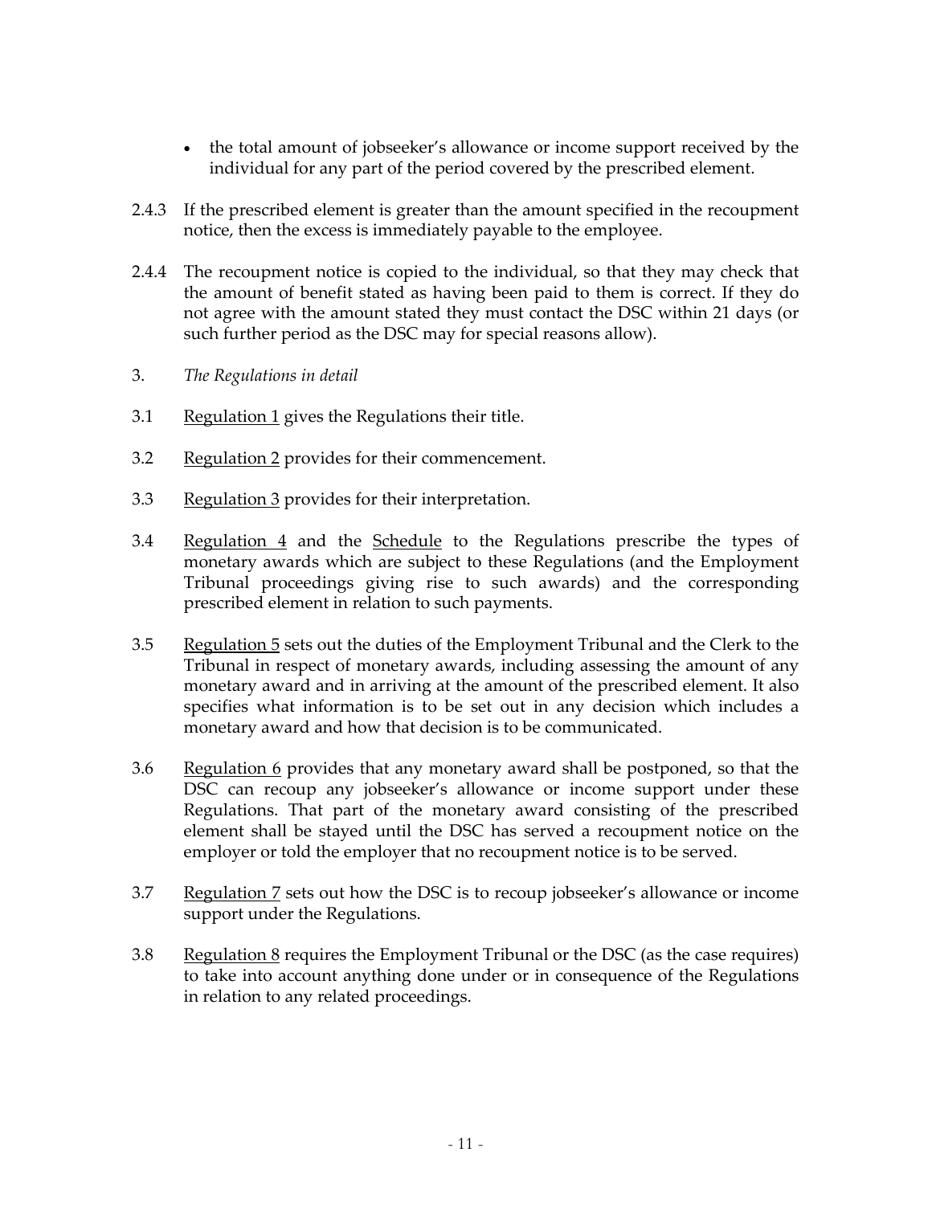- the total amount of jobseeker's allowance or income support received by the individual for any part of the period covered by the prescribed element.

2.4.3 If the prescribed element is greater than the amount specified in the recoupment notice, then the excess is immediately payable to the employee.

2.4.4 The recoupment notice is copied to the individual, so that they may check that the amount of benefit stated as having been paid to them is correct. If they do not agree with the amount stated they must contact the DSC within 21 days (or such further period as the DSC may for special reasons allow).

3. *The Regulations in detail*

3.1 Regulation 1 gives the Regulations their title.

3.2 Regulation 2 provides for their commencement.

3.3 Regulation 3 provides for their interpretation.

3.4 Regulation 4 and the Schedule to the Regulations prescribe the types of monetary awards which are subject to these Regulations (and the Employment Tribunal proceedings giving rise to such awards) and the corresponding prescribed element in relation to such payments.

3.5 Regulation 5 sets out the duties of the Employment Tribunal and the Clerk to the Tribunal in respect of monetary awards, including assessing the amount of any monetary award and in arriving at the amount of the prescribed element. It also specifies what information is to be set out in any decision which includes a monetary award and how that decision is to be communicated.

3.6 Regulation 6 provides that any monetary award shall be postponed, so that the DSC can recoup any jobseeker's allowance or income support under these Regulations. That part of the monetary award consisting of the prescribed element shall be stayed until the DSC has served a recoupment notice on the employer or told the employer that no recoupment notice is to be served.

3.7 Regulation 7 sets out how the DSC is to recoup jobseeker's allowance or income support under the Regulations.

3.8 Regulation 8 requires the Employment Tribunal or the DSC (as the case requires) to take into account anything done under or in consequence of the Regulations in relation to any related proceedings.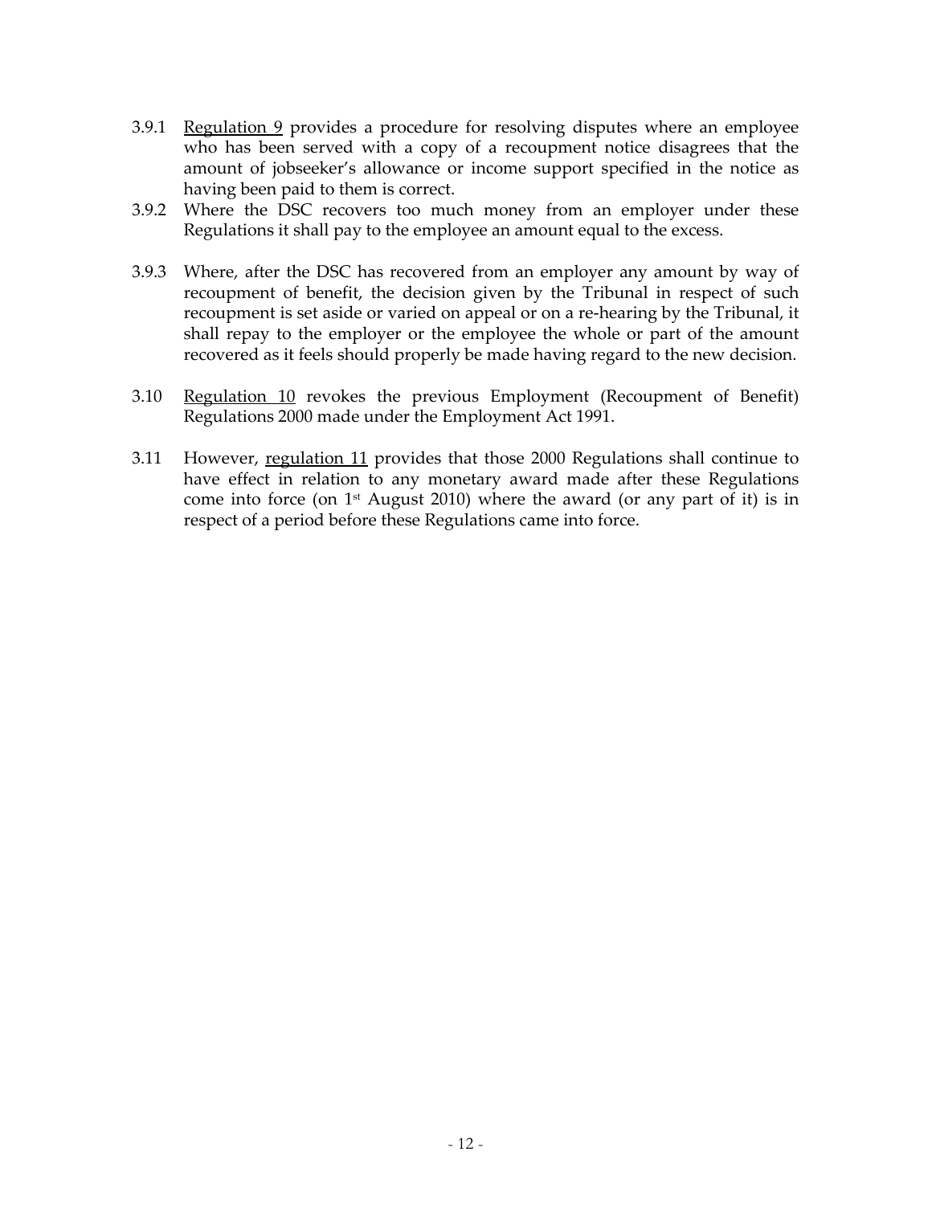3.9.1 Regulation 9 provides a procedure for resolving disputes where an employee who has been served with a copy of a recoupment notice disagrees that the amount of jobseeker's allowance or income support specified in the notice as having been paid to them is correct.

3.9.2 Where the DSC recovers too much money from an employer under these Regulations it shall pay to the employee an amount equal to the excess.

3.9.3 Where, after the DSC has recovered from an employer any amount by way of recoupment of benefit, the decision given by the Tribunal in respect of such recoupment is set aside or varied on appeal or on a re-hearing by the Tribunal, it shall repay to the employer or the employee the whole or part of the amount recovered as it feels should properly be made having regard to the new decision.

3.10 Regulation 10 revokes the previous Employment (Recoupment of Benefit) Regulations 2000 made under the Employment Act 1991.

3.11 However, regulation 11 provides that those 2000 Regulations shall continue to have effect in relation to any monetary award made after these Regulations come into force (on 1st August 2010) where the award (or any part of it) is in respect of a period before these Regulations came into force.